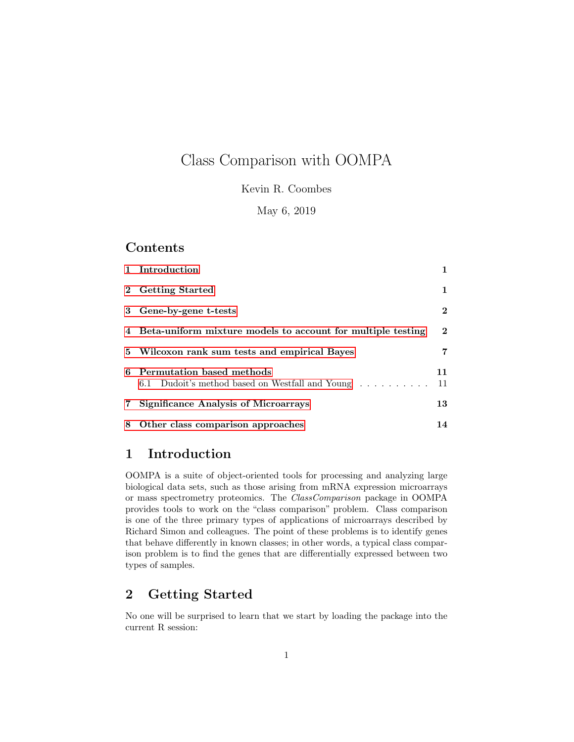# Class Comparison with OOMPA

Kevin R. Coombes

May 6, 2019

## Contents

1 Introduction 1

2 Getting Started 1

3 Gene-by-gene t-tests 2

4 Beta-uniform mixture models to account for multiple testing 2

5 Wilcoxon rank sum tests and empirical Bayes 7

6 Permutation based methods 11
  6.1 Dudoit's method based on Westfall and Young . . . . . . . . . . 11

7 Significance Analysis of Microarrays 13

8 Other class comparison approaches 14

## 1 Introduction

OOMPA is a suite of object-oriented tools for processing and analyzing large biological data sets, such as those arising from mRNA expression microarrays or mass spectrometry proteomics. The *ClassComparison* package in OOMPA provides tools to work on the "class comparison" problem. Class comparison is one of the three primary types of applications of microarrays described by Richard Simon and colleagues. The point of these problems is to identify genes that behave differently in known classes; in other words, a typical class comparison problem is to find the genes that are differentially expressed between two types of samples.

## 2 Getting Started

No one will be surprised to learn that we start by loading the package into the current R session: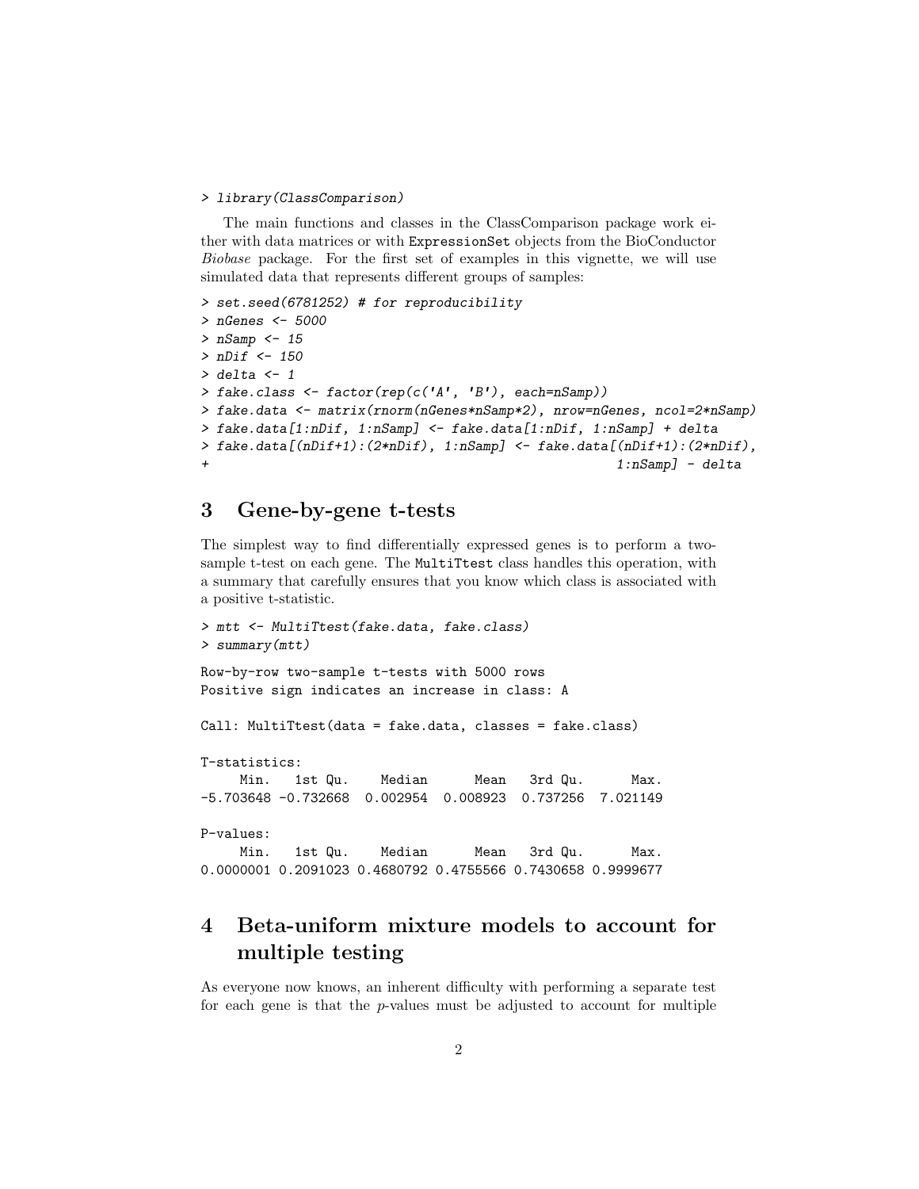```
> library(ClassComparison)
```

The main functions and classes in the ClassComparison package work either with data matrices or with ExpressionSet objects from the BioConductor *Biobase* package. For the first set of examples in this vignette, we will use simulated data that represents different groups of samples:

```
> set.seed(6781252) # for reproducibility
> nGenes <- 5000
> nSamp <- 15
> nDif <- 150
> delta <- 1
> fake.class <- factor(rep(c('A', 'B'), each=nSamp))
> fake.data <- matrix(rnorm(nGenes*nSamp*2), nrow=nGenes, ncol=2*nSamp)
> fake.data[1:nDif, 1:nSamp] <- fake.data[1:nDif, 1:nSamp] + delta
> fake.data[(nDif+1):(2*nDif), 1:nSamp] <- fake.data[(nDif+1):(2*nDif),
+                                                   1:nSamp] - delta
```

## 3 Gene-by-gene t-tests

The simplest way to find differentially expressed genes is to perform a two-sample t-test on each gene. The MultiTtest class handles this operation, with a summary that carefully ensures that you know which class is associated with a positive t-statistic.

```
> mtt <- MultiTtest(fake.data, fake.class)
> summary(mtt)

Row-by-row two-sample t-tests with 5000 rows
Positive sign indicates an increase in class: A

Call: MultiTtest(data = fake.data, classes = fake.class)

T-statistics:
     Min.   1st Qu.    Median      Mean   3rd Qu.      Max.
-5.703648 -0.732668  0.002954  0.008923  0.737256  7.021149

P-values:
     Min.   1st Qu.    Median      Mean   3rd Qu.      Max.
0.0000001 0.2091023 0.4680792 0.4755566 0.7430658 0.9999677
```

## 4 Beta-uniform mixture models to account for multiple testing

As everyone now knows, an inherent difficulty with performing a separate test for each gene is that the *p*-values must be adjusted to account for multiple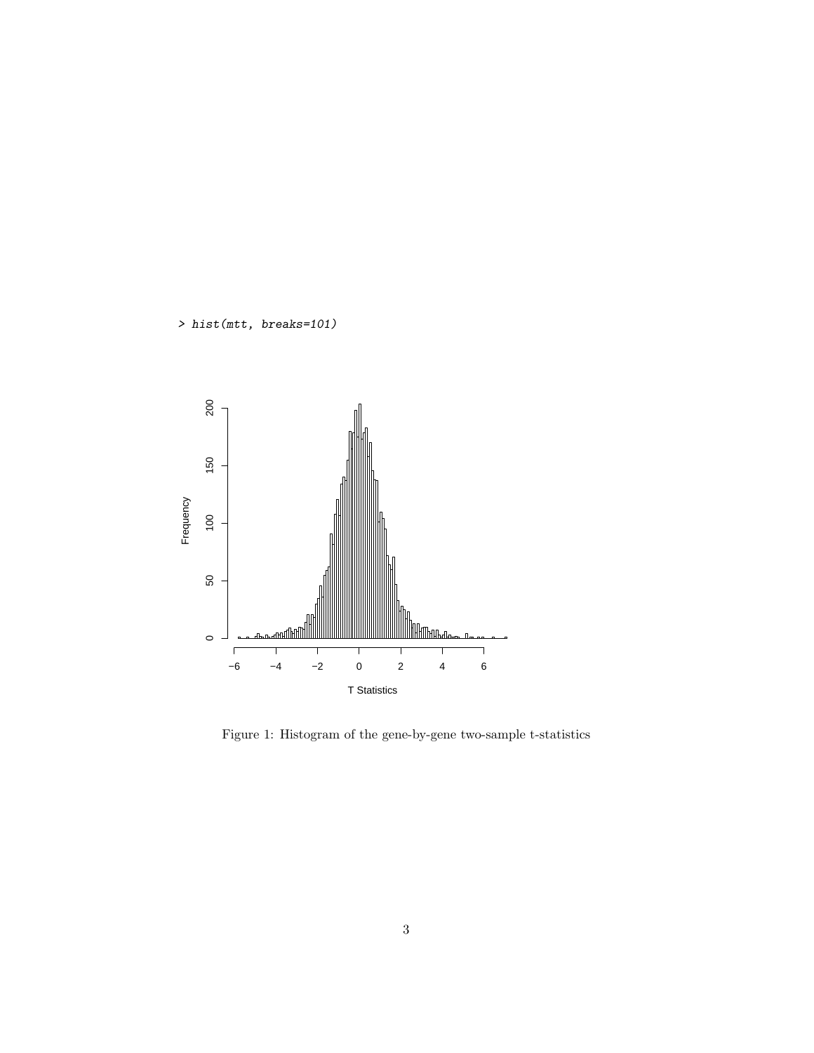```
> hist(mtt, breaks=101)
```

Figure 1: Histogram of the gene-by-gene two-sample t-statistics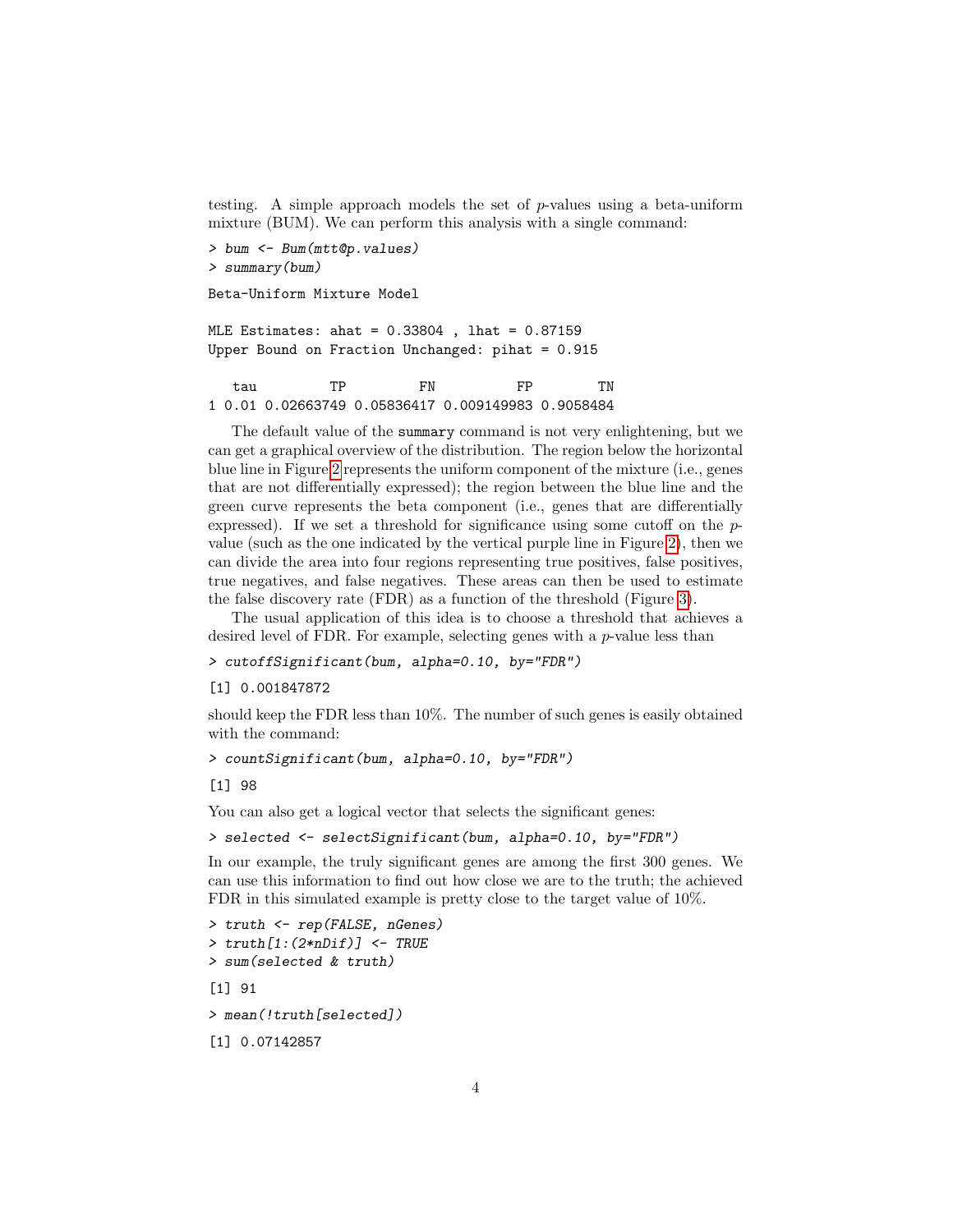testing. A simple approach models the set of $p$-values using a beta-uniform mixture (BUM). We can perform this analysis with a single command:

```
> bum <- Bum(mtt@p.values)
> summary(bum)
```

```
Beta-Uniform Mixture Model

MLE Estimates: ahat = 0.33804 , lhat = 0.87159
Upper Bound on Fraction Unchanged: pihat = 0.915

   tau         TP         FN          FP        TN
1 0.01 0.02663749 0.05836417 0.009149983 0.9058484
```

The default value of the `summary` command is not very enlightening, but we can get a graphical overview of the distribution. The region below the horizontal blue line in Figure 2 represents the uniform component of the mixture (i.e., genes that are not differentially expressed); the region between the blue line and the green curve represents the beta component (i.e., genes that are differentially expressed). If we set a threshold for significance using some cutoff on the $p$-value (such as the one indicated by the vertical purple line in Figure 2), then we can divide the area into four regions representing true positives, false positives, true negatives, and false negatives. These areas can then be used to estimate the false discovery rate (FDR) as a function of the threshold (Figure 3).

The usual application of this idea is to choose a threshold that achieves a desired level of FDR. For example, selecting genes with a $p$-value less than

```
> cutoffSignificant(bum, alpha=0.10, by="FDR")
```

```
[1] 0.001847872
```

should keep the FDR less than 10%. The number of such genes is easily obtained with the command:

```
> countSignificant(bum, alpha=0.10, by="FDR")
```

```
[1] 98
```

You can also get a logical vector that selects the significant genes:

```
> selected <- selectSignificant(bum, alpha=0.10, by="FDR")
```

In our example, the truly significant genes are among the first 300 genes. We can use this information to find out how close we are to the truth; the achieved FDR in this simulated example is pretty close to the target value of 10%.

```
> truth <- rep(FALSE, nGenes)
> truth[1:(2*nDif)] <- TRUE
> sum(selected & truth)
```

```
[1] 91
```

```
> mean(!truth[selected])
```

```
[1] 0.07142857
```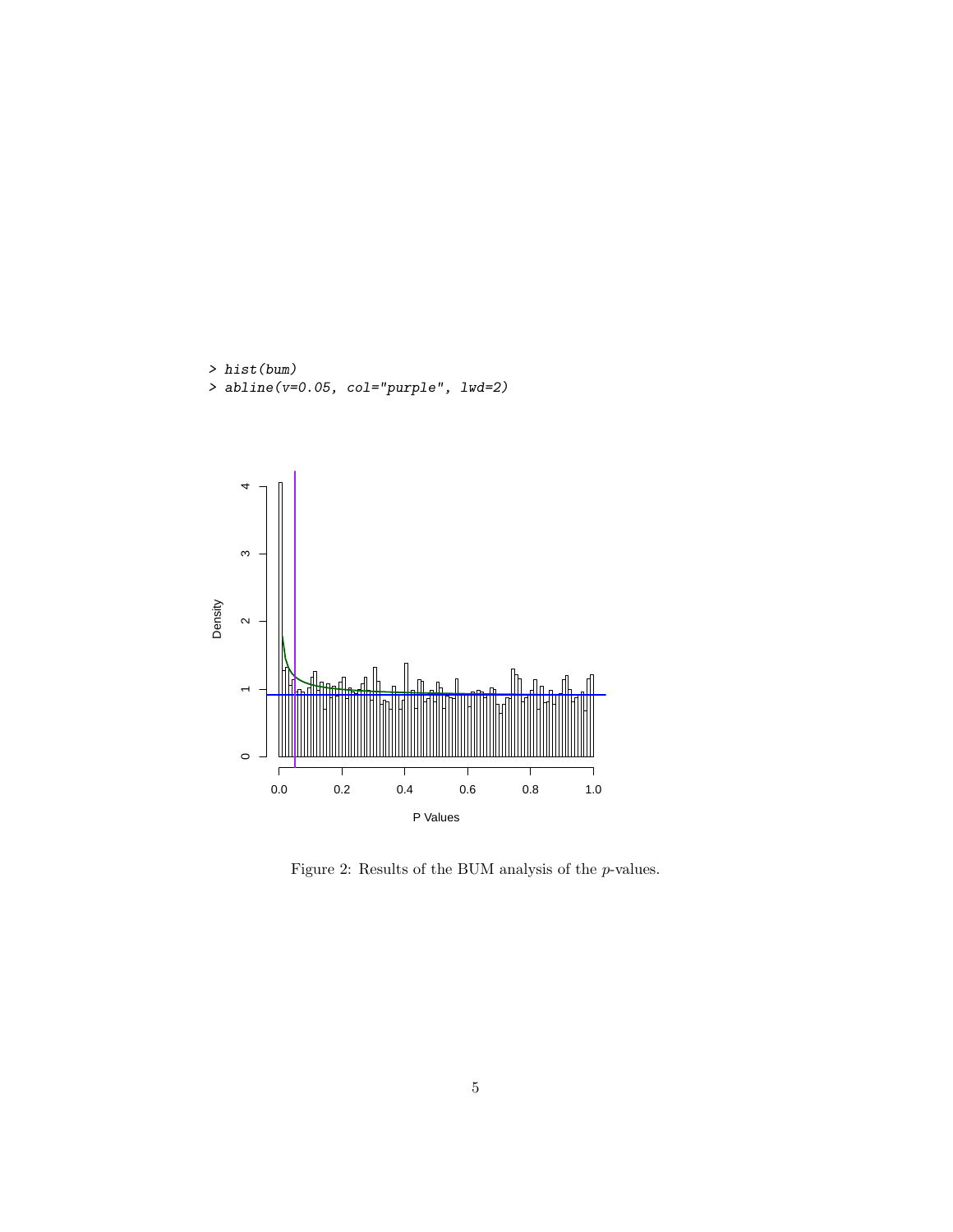```
> hist(bum)
> abline(v=0.05, col="purple", lwd=2)
```

Figure 2: Results of the BUM analysis of the $p$-values.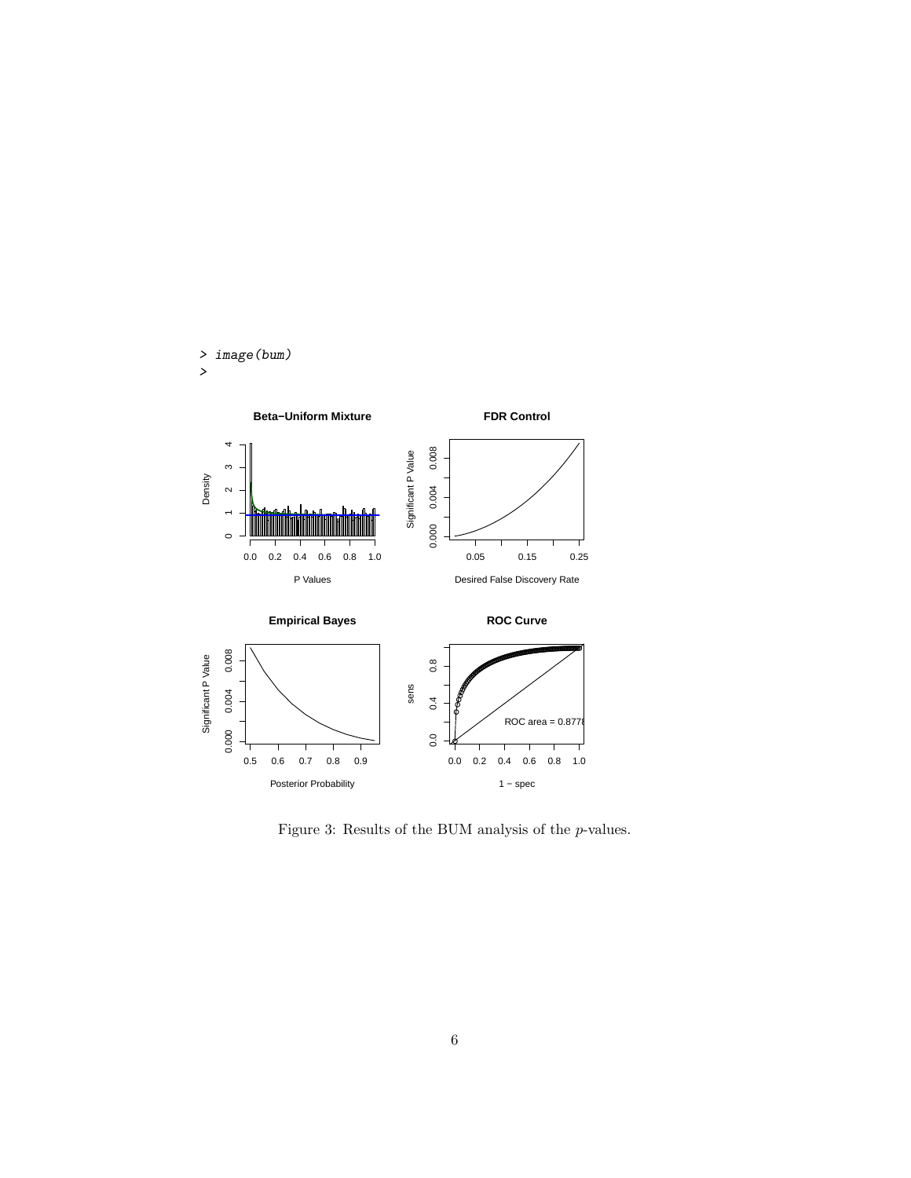```
> image(bum)
>
```

Figure 3: Results of the BUM analysis of the $p$-values.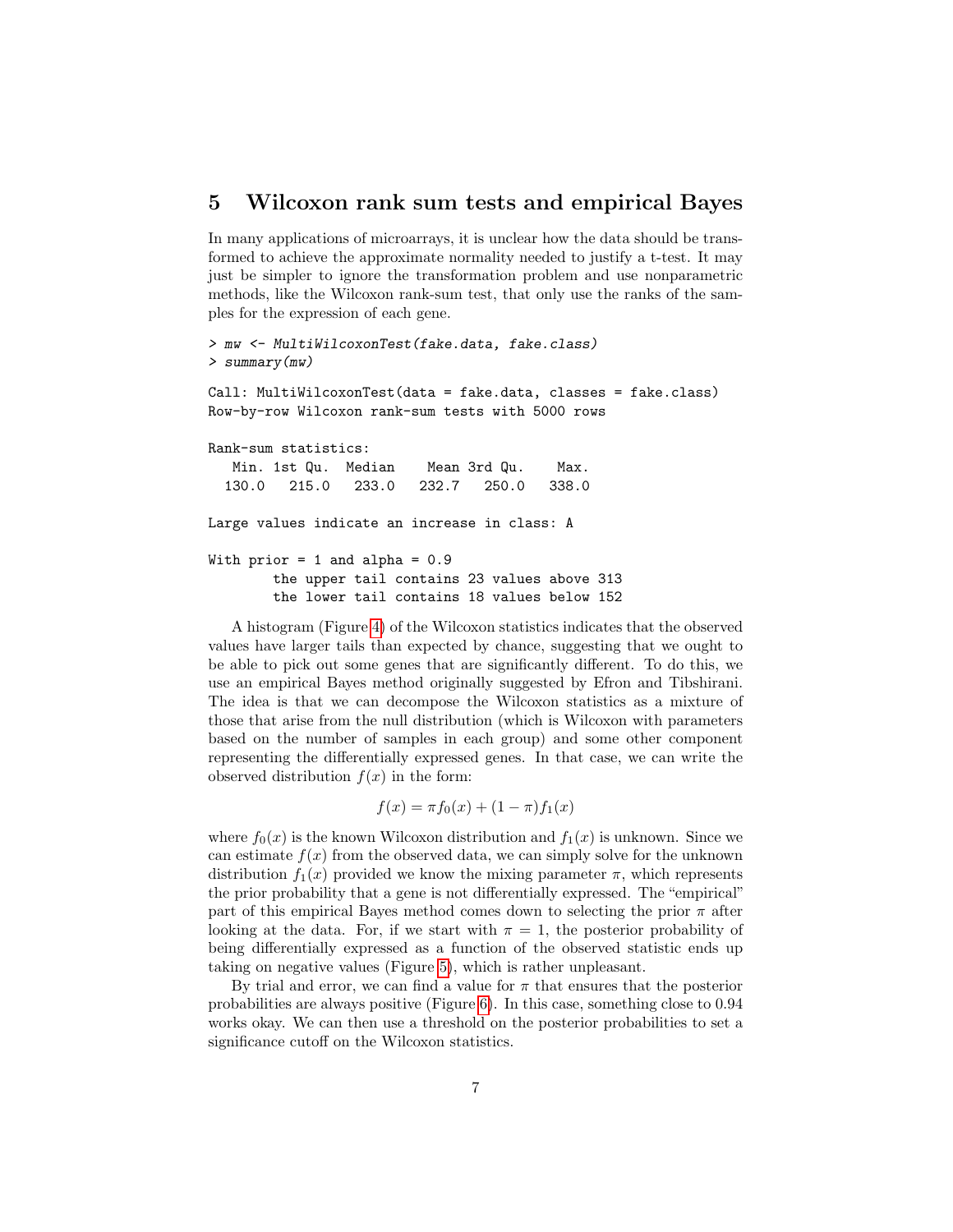## 5 Wilcoxon rank sum tests and empirical Bayes

In many applications of microarrays, it is unclear how the data should be transformed to achieve the approximate normality needed to justify a t-test. It may just be simpler to ignore the transformation problem and use nonparametric methods, like the Wilcoxon rank-sum test, that only use the ranks of the samples for the expression of each gene.

```
> mw <- MultiWilcoxonTest(fake.data, fake.class)
> summary(mw)

Call: MultiWilcoxonTest(data = fake.data, classes = fake.class)
Row-by-row Wilcoxon rank-sum tests with 5000 rows

Rank-sum statistics:
   Min. 1st Qu.  Median    Mean 3rd Qu.    Max.
  130.0   215.0   233.0   232.7   250.0   338.0

Large values indicate an increase in class: A

With prior = 1 and alpha = 0.9
        the upper tail contains 23 values above 313
        the lower tail contains 18 values below 152
```

A histogram (Figure 4) of the Wilcoxon statistics indicates that the observed values have larger tails than expected by chance, suggesting that we ought to be able to pick out some genes that are significantly different. To do this, we use an empirical Bayes method originally suggested by Efron and Tibshirani. The idea is that we can decompose the Wilcoxon statistics as a mixture of those that arise from the null distribution (which is Wilcoxon with parameters based on the number of samples in each group) and some other component representing the differentially expressed genes. In that case, we can write the observed distribution $f(x)$ in the form:

$$f(x) = \pi f_0(x) + (1 - \pi) f_1(x)$$

where $f_0(x)$ is the known Wilcoxon distribution and $f_1(x)$ is unknown. Since we can estimate $f(x)$ from the observed data, we can simply solve for the unknown distribution $f_1(x)$ provided we know the mixing parameter $\pi$, which represents the prior probability that a gene is not differentially expressed. The "empirical" part of this empirical Bayes method comes down to selecting the prior $\pi$ after looking at the data. For, if we start with $\pi = 1$, the posterior probability of being differentially expressed as a function of the observed statistic ends up taking on negative values (Figure 5), which is rather unpleasant.

By trial and error, we can find a value for $\pi$ that ensures that the posterior probabilities are always positive (Figure 6). In this case, something close to 0.94 works okay. We can then use a threshold on the posterior probabilities to set a significance cutoff on the Wilcoxon statistics.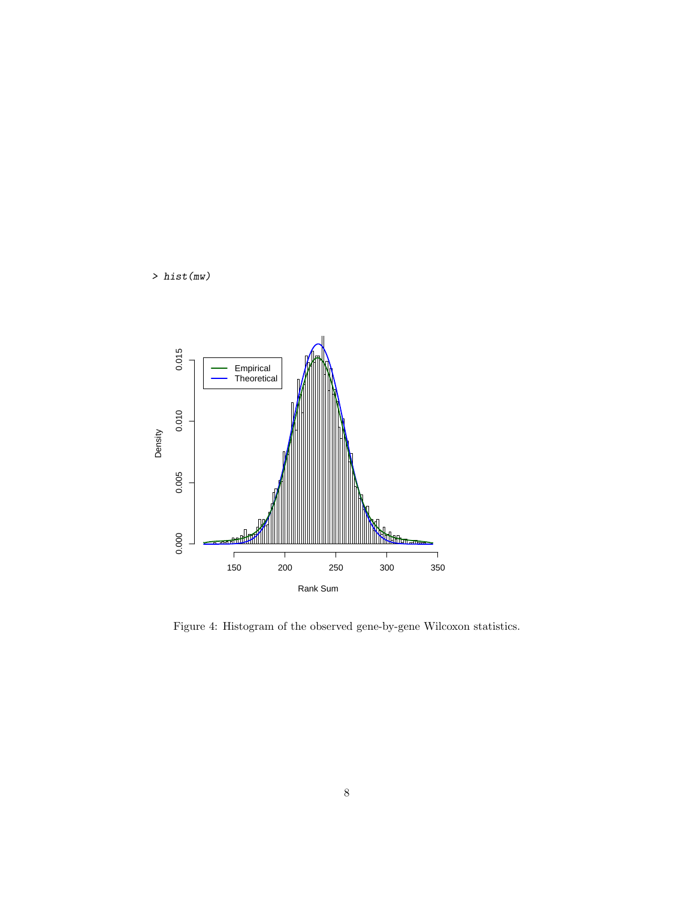```
> hist(mw)
```

Figure 4: Histogram of the observed gene-by-gene Wilcoxon statistics.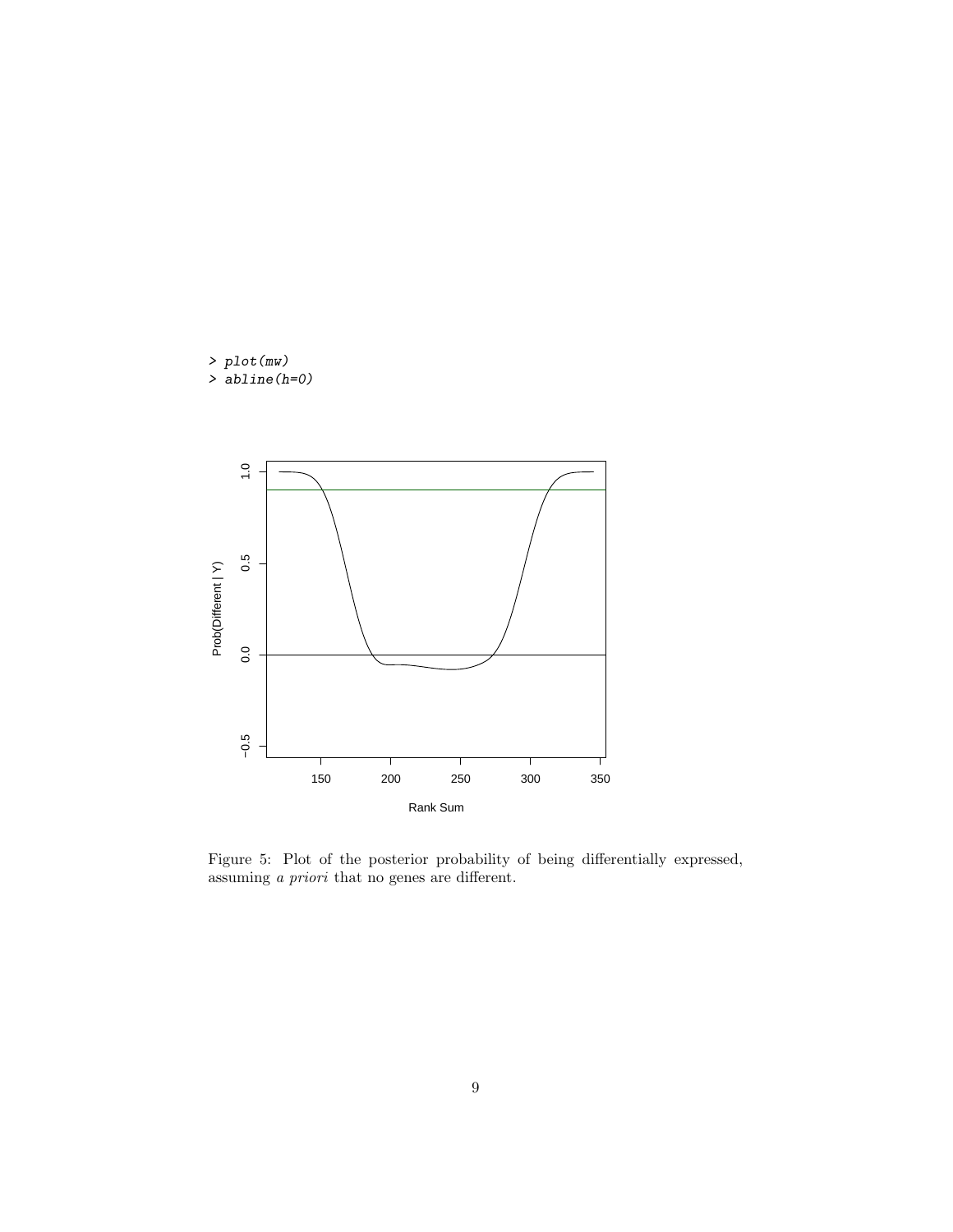```
> plot(mw)
> abline(h=0)
```

Figure 5: Plot of the posterior probability of being differentially expressed, assuming *a priori* that no genes are different.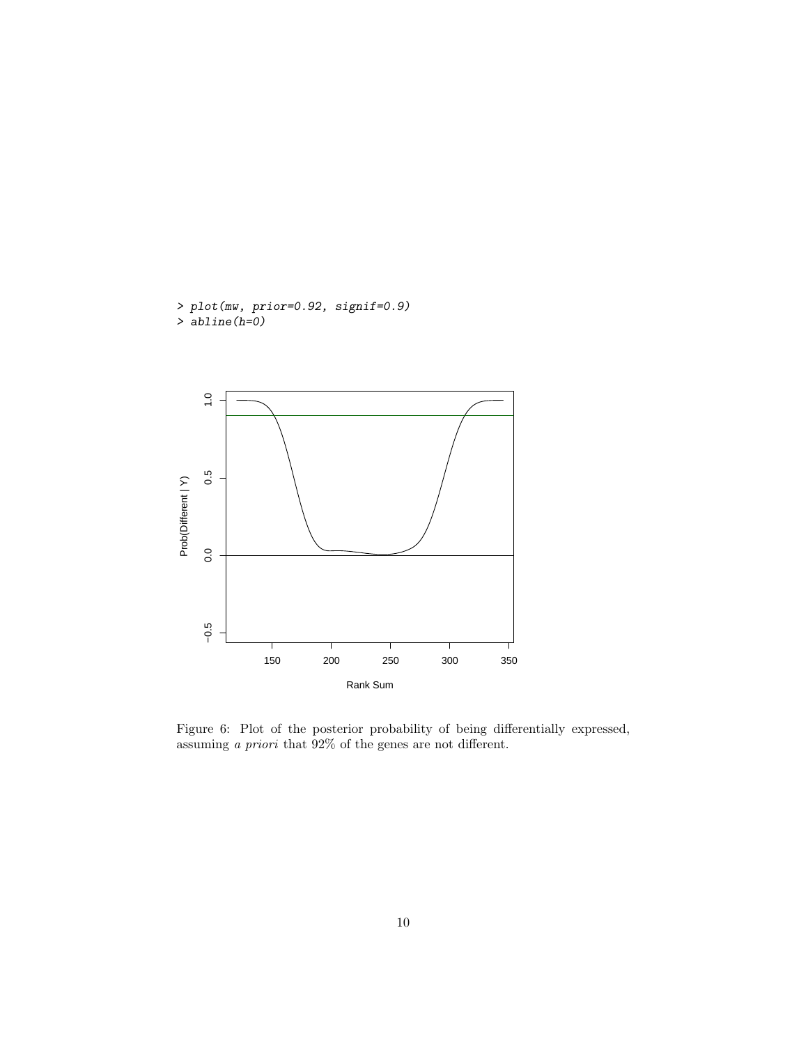```
> plot(mw, prior=0.92, signif=0.9)
> abline(h=0)
```

Figure 6: Plot of the posterior probability of being differentially expressed, assuming *a priori* that 92% of the genes are not different.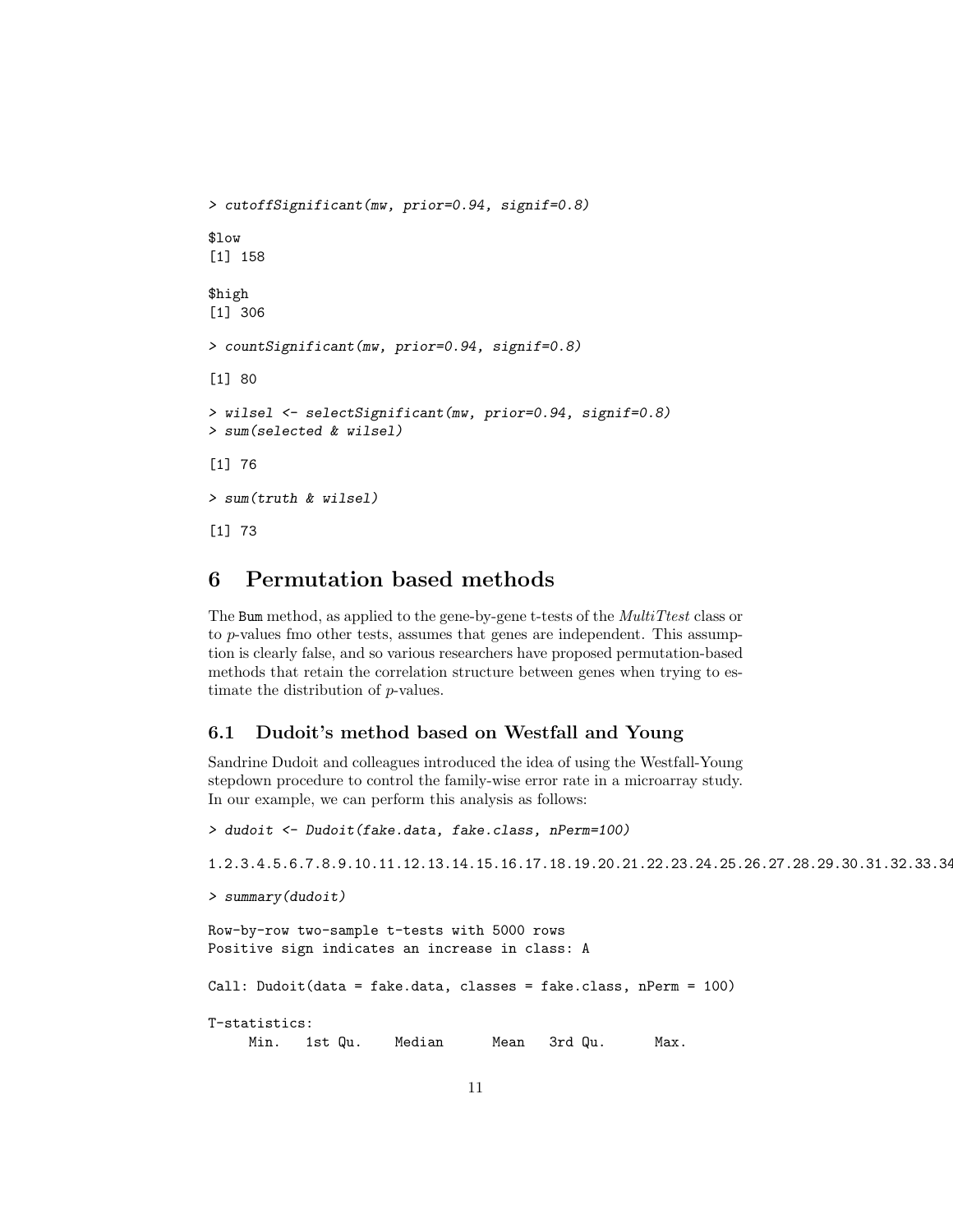```
> cutoffSignificant(mw, prior=0.94, signif=0.8)

$low
[1] 158

$high
[1] 306

> countSignificant(mw, prior=0.94, signif=0.8)

[1] 80

> wilsel <- selectSignificant(mw, prior=0.94, signif=0.8)
> sum(selected & wilsel)

[1] 76

> sum(truth & wilsel)

[1] 73
```

# 6 Permutation based methods

The Bum method, as applied to the gene-by-gene t-tests of the *MultiTtest* class or to *p*-values fmo other tests, assumes that genes are independent. This assumption is clearly false, and so various researchers have proposed permutation-based methods that retain the correlation structure between genes when trying to estimate the distribution of *p*-values.

## 6.1 Dudoit's method based on Westfall and Young

Sandrine Dudoit and colleagues introduced the idea of using the Westfall-Young stepdown procedure to control the family-wise error rate in a microarray study. In our example, we can perform this analysis as follows:

```
> dudoit <- Dudoit(fake.data, fake.class, nPerm=100)

1.2.3.4.5.6.7.8.9.10.11.12.13.14.15.16.17.18.19.20.21.22.23.24.25.26.27.28.29.30.31.32.33.34

> summary(dudoit)

Row-by-row two-sample t-tests with 5000 rows
Positive sign indicates an increase in class: A

Call: Dudoit(data = fake.data, classes = fake.class, nPerm = 100)

T-statistics:
     Min.   1st Qu.    Median      Mean   3rd Qu.      Max.
```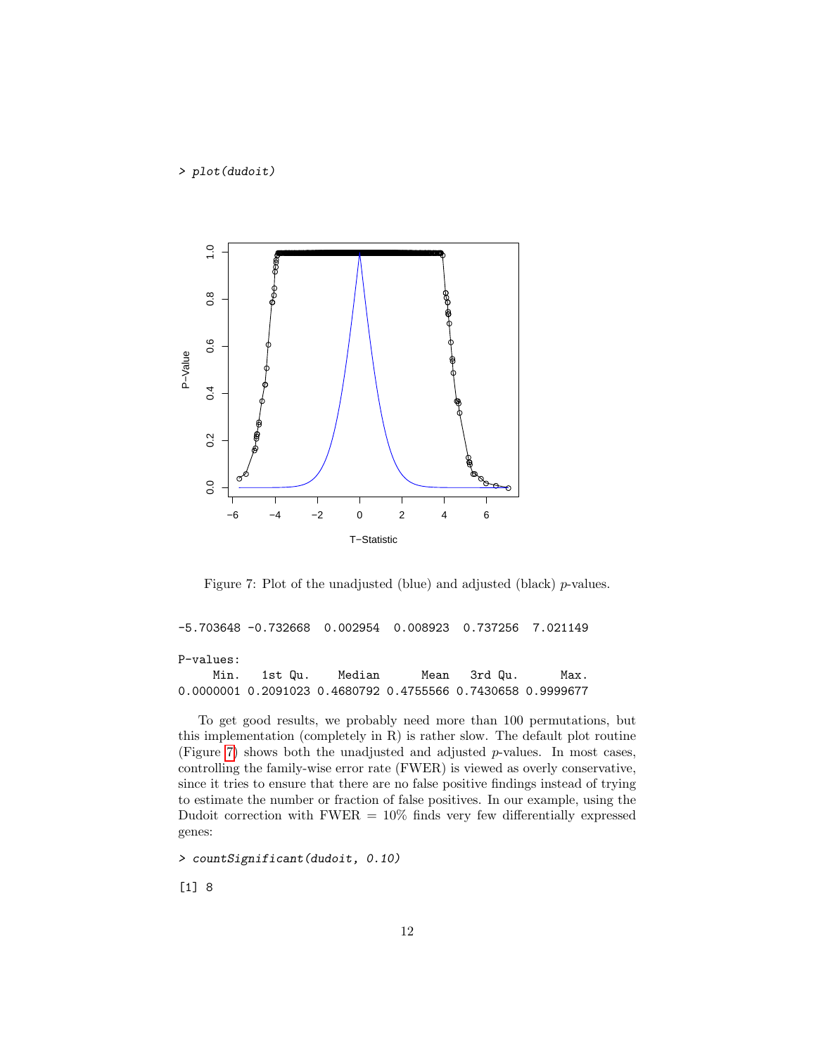```
> plot(dudoit)
```

Figure 7: Plot of the unadjusted (blue) and adjusted (black) $p$-values.

```
-5.703648 -0.732668  0.002954  0.008923  0.737256  7.021149

P-values:
     Min.   1st Qu.    Median      Mean   3rd Qu.      Max.
0.0000001 0.2091023 0.4680792 0.4755566 0.7430658 0.9999677
```

To get good results, we probably need more than 100 permutations, but this implementation (completely in R) is rather slow. The default plot routine (Figure 7) shows both the unadjusted and adjusted $p$-values. In most cases, controlling the family-wise error rate (FWER) is viewed as overly conservative, since it tries to ensure that there are no false positive findings instead of trying to estimate the number or fraction of false positives. In our example, using the Dudoit correction with FWER = 10% finds very few differentially expressed genes:

```
> countSignificant(dudoit, 0.10)

[1] 8
```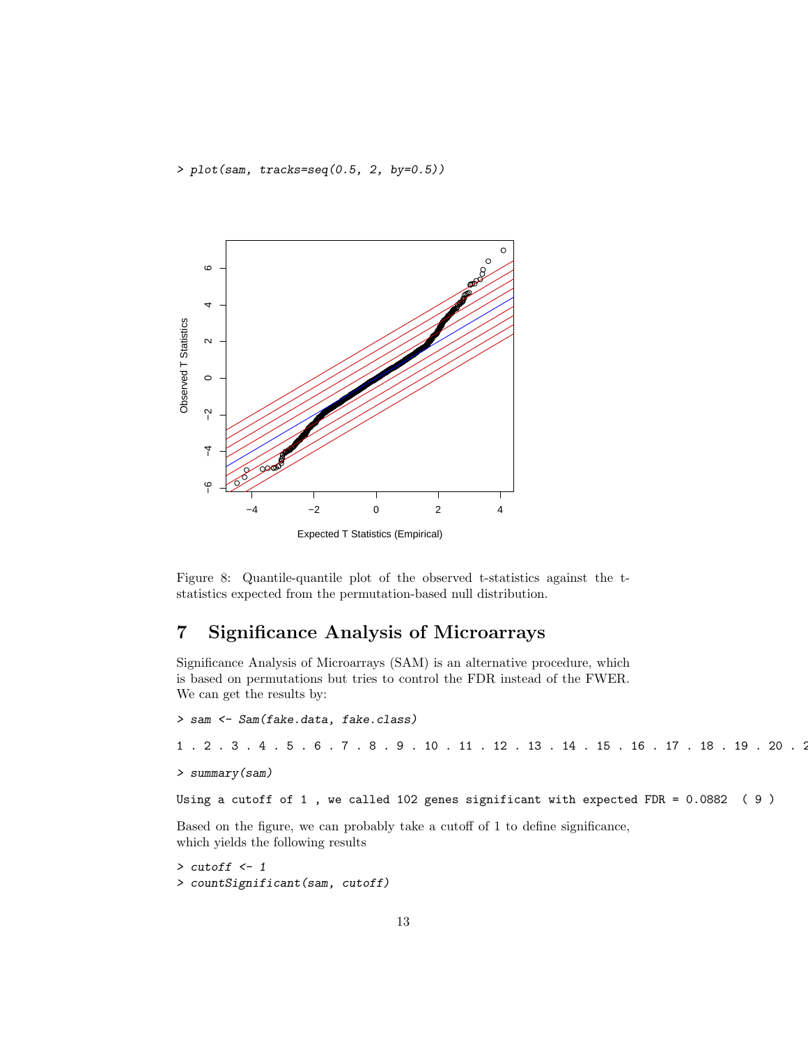```
> plot(sam, tracks=seq(0.5, 2, by=0.5))
```

Figure 8: Quantile-quantile plot of the observed t-statistics against the t-statistics expected from the permutation-based null distribution.

# 7 Significance Analysis of Microarrays

Significance Analysis of Microarrays (SAM) is an alternative procedure, which is based on permutations but tries to control the FDR instead of the FWER. We can get the results by:

```
> sam <- Sam(fake.data, fake.class)
```

```
1 . 2 . 3 . 4 . 5 . 6 . 7 . 8 . 9 . 10 . 11 . 12 . 13 . 14 . 15 . 16 . 17 . 18 . 19 . 20 . 2
```

```
> summary(sam)
```

```
Using a cutoff of 1 , we called 102 genes significant with expected FDR = 0.0882  ( 9 )
```

Based on the figure, we can probably take a cutoff of 1 to define significance, which yields the following results

```
> cutoff <- 1
> countSignificant(sam, cutoff)
```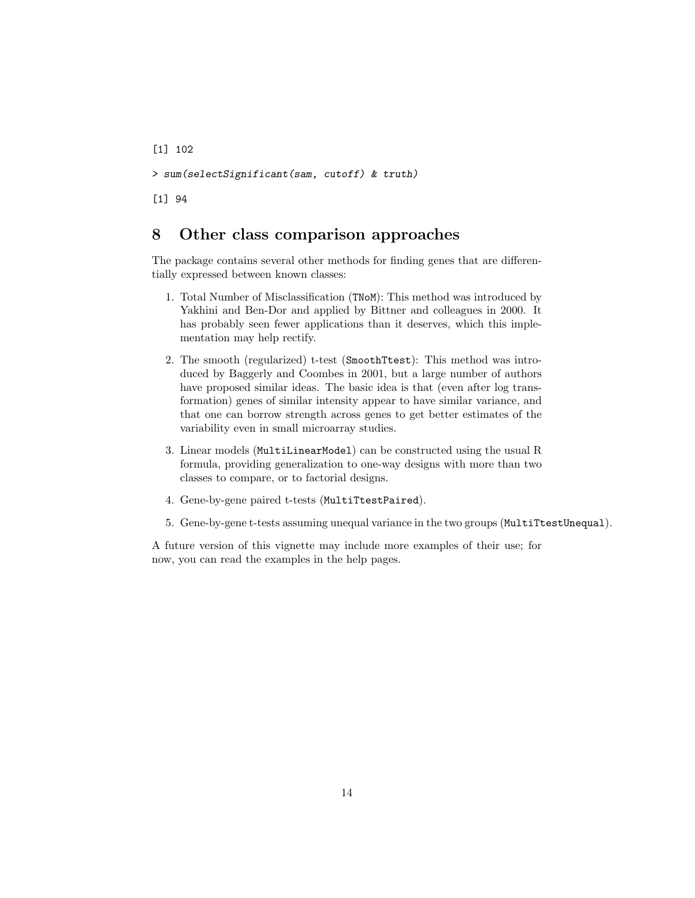```
[1] 102

> sum(selectSignificant(sam, cutoff) & truth)

[1] 94
```

## 8 Other class comparison approaches

The package contains several other methods for finding genes that are differentially expressed between known classes:

1. Total Number of Misclassification (`TNoM`): This method was introduced by Yakhini and Ben-Dor and applied by Bittner and colleagues in 2000. It has probably seen fewer applications than it deserves, which this implementation may help rectify.
2. The smooth (regularized) t-test (`SmoothTtest`): This method was introduced by Baggerly and Coombes in 2001, but a large number of authors have proposed similar ideas. The basic idea is that (even after log transformation) genes of similar intensity appear to have similar variance, and that one can borrow strength across genes to get better estimates of the variability even in small microarray studies.
3. Linear models (`MultiLinearModel`) can be constructed using the usual R formula, providing generalization to one-way designs with more than two classes to compare, or to factorial designs.
4. Gene-by-gene paired t-tests (`MultiTtestPaired`).
5. Gene-by-gene t-tests assuming unequal variance in the two groups (`MultiTtestUnequal`).

A future version of this vignette may include more examples of their use; for now, you can read the examples in the help pages.